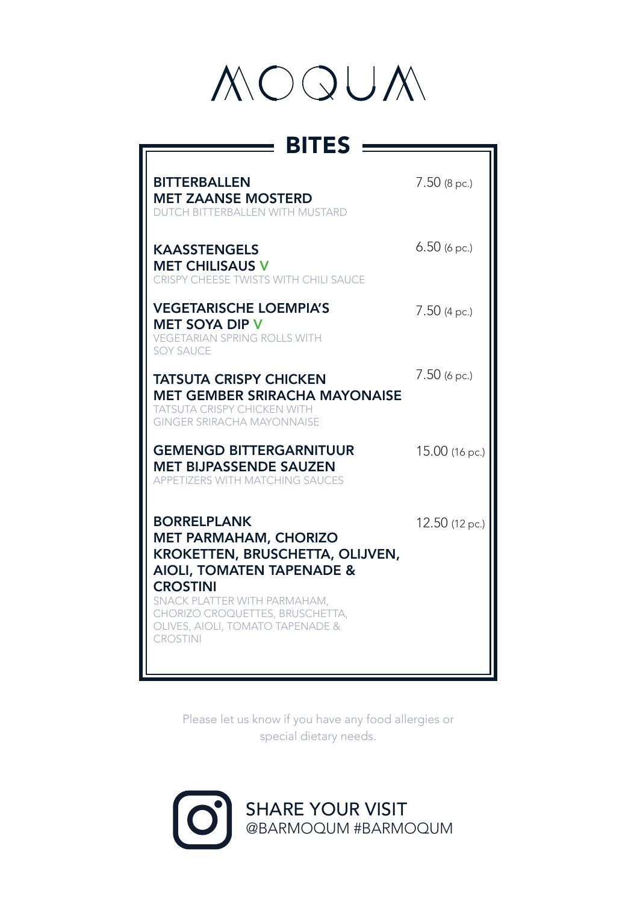# MOQUM

## BITES

**BITTERBALLEN MET ZAANSE MOSTERD** — 7.50 (8 pc.)
DUTCH BITTERBALLEN WITH MUSTARD

**KAASSTENGELS MET CHILISAUS V** — 6.50 (6 pc.)
CRISPY CHEESE TWISTS WITH CHILI SAUCE

**VEGETARISCHE LOEMPIA'S MET SOYA DIP V** — 7.50 (4 pc.)
VEGETARIAN SPRING ROLLS WITH SOY SAUCE

**TATSUTA CRISPY CHICKEN MET GEMBER SRIRACHA MAYONAISE** — 7.50 (6 pc.)
TATSUTA CRISPY CHICKEN WITH GINGER SRIRACHA MAYONNAISE

**GEMENGD BITTERGARNITUUR MET BIJPASSENDE SAUZEN** — 15.00 (16 pc.)
APPETIZERS WITH MATCHING SAUCES

**BORRELPLANK MET PARMAHAM, CHORIZO KROKETTEN, BRUSCHETTA, OLIJVEN, AIOLI, TOMATEN TAPENADE & CROSTINI** — 12.50 (12 pc.)
SNACK PLATTER WITH PARMAHAM, CHORIZO CROQUETTES, BRUSCHETTA, OLIVES, AIOLI, TOMATO TAPENADE & CROSTINI

Please let us know if you have any food allergies or special dietary needs.

SHARE YOUR VISIT
@BARMOQUM #BARMOQUM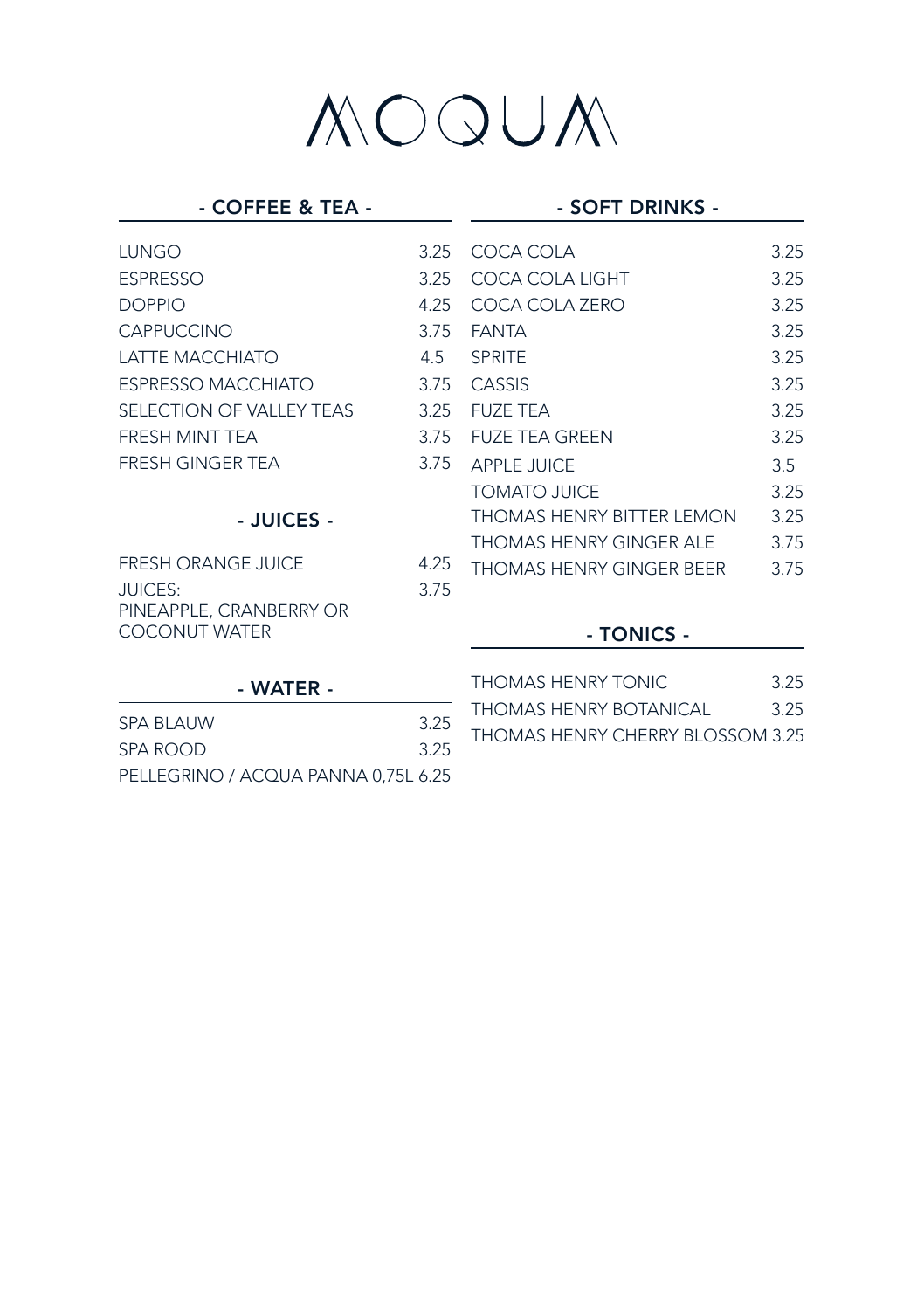# MOQUM

## - COFFEE & TEA -

| | |
|---|---|
| LUNGO | 3.25 |
| ESPRESSO | 3.25 |
| DOPPIO | 4.25 |
| CAPPUCCINO | 3.75 |
| LATTE MACCHIATO | 4.5 |
| ESPRESSO MACCHIATO | 3.75 |
| SELECTION OF VALLEY TEAS | 3.25 |
| FRESH MINT TEA | 3.75 |
| FRESH GINGER TEA | 3.75 |

## - JUICES -

| | |
|---|---|
| FRESH ORANGE JUICE | 4.25 |
| JUICES: PINEAPPLE, CRANBERRY OR COCONUT WATER | 3.75 |

## - WATER -

| | |
|---|---|
| SPA BLAUW | 3.25 |
| SPA ROOD | 3.25 |
| PELLEGRINO / ACQUA PANNA 0,75L | 6.25 |

## - SOFT DRINKS -

| | |
|---|---|
| COCA COLA | 3.25 |
| COCA COLA LIGHT | 3.25 |
| COCA COLA ZERO | 3.25 |
| FANTA | 3.25 |
| SPRITE | 3.25 |
| CASSIS | 3.25 |
| FUZE TEA | 3.25 |
| FUZE TEA GREEN | 3.25 |
| APPLE JUICE | 3.5 |
| TOMATO JUICE | 3.25 |
| THOMAS HENRY BITTER LEMON | 3.25 |
| THOMAS HENRY GINGER ALE | 3.75 |
| THOMAS HENRY GINGER BEER | 3.75 |

## - TONICS -

| | |
|---|---|
| THOMAS HENRY TONIC | 3.25 |
| THOMAS HENRY BOTANICAL | 3.25 |
| THOMAS HENRY CHERRY BLOSSOM | 3.25 |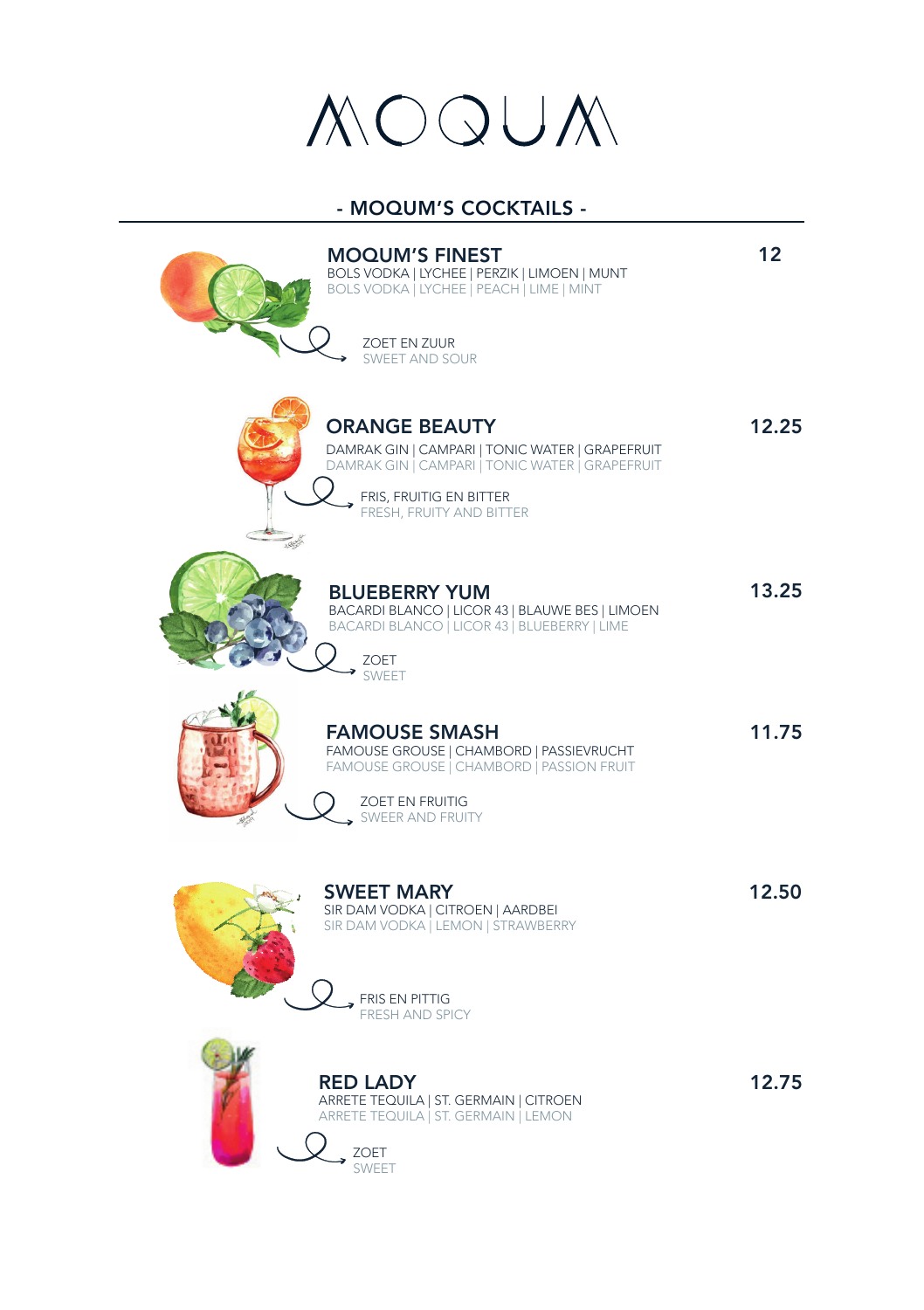# MOQUM

## - MOQUM'S COCKTAILS -

### MOQUM'S FINEST — 12

BOLS VODKA | LYCHEE | PERZIK | LIMOEN | MUNT
BOLS VODKA | LYCHEE | PEACH | LIME | MINT

ZOET EN ZUUR
SWEET AND SOUR

### ORANGE BEAUTY — 12.25

DAMRAK GIN | CAMPARI | TONIC WATER | GRAPEFRUIT
DAMRAK GIN | CAMPARI | TONIC WATER | GRAPEFRUIT

FRIS, FRUITIG EN BITTER
FRESH, FRUITY AND BITTER

### BLUEBERRY YUM — 13.25

BACARDI BLANCO | LICOR 43 | BLAUWE BES | LIMOEN
BACARDI BLANCO | LICOR 43 | BLUEBERRY | LIME

ZOET
SWEET

### FAMOUSE SMASH — 11.75

FAMOUSE GROUSE | CHAMBORD | PASSIEVRUCHT
FAMOUSE GROUSE | CHAMBORD | PASSION FRUIT

ZOET EN FRUITIG
SWEER AND FRUITY

### SWEET MARY — 12.50

SIR DAM VODKA | CITROEN | AARDBEI
SIR DAM VODKA | LEMON | STRAWBERRY

FRIS EN PITTIG
FRESH AND SPICY

### RED LADY — 12.75

ARRETE TEQUILA | ST. GERMAIN | CITROEN
ARRETE TEQUILA | ST. GERMAIN | LEMON

ZOET
SWEET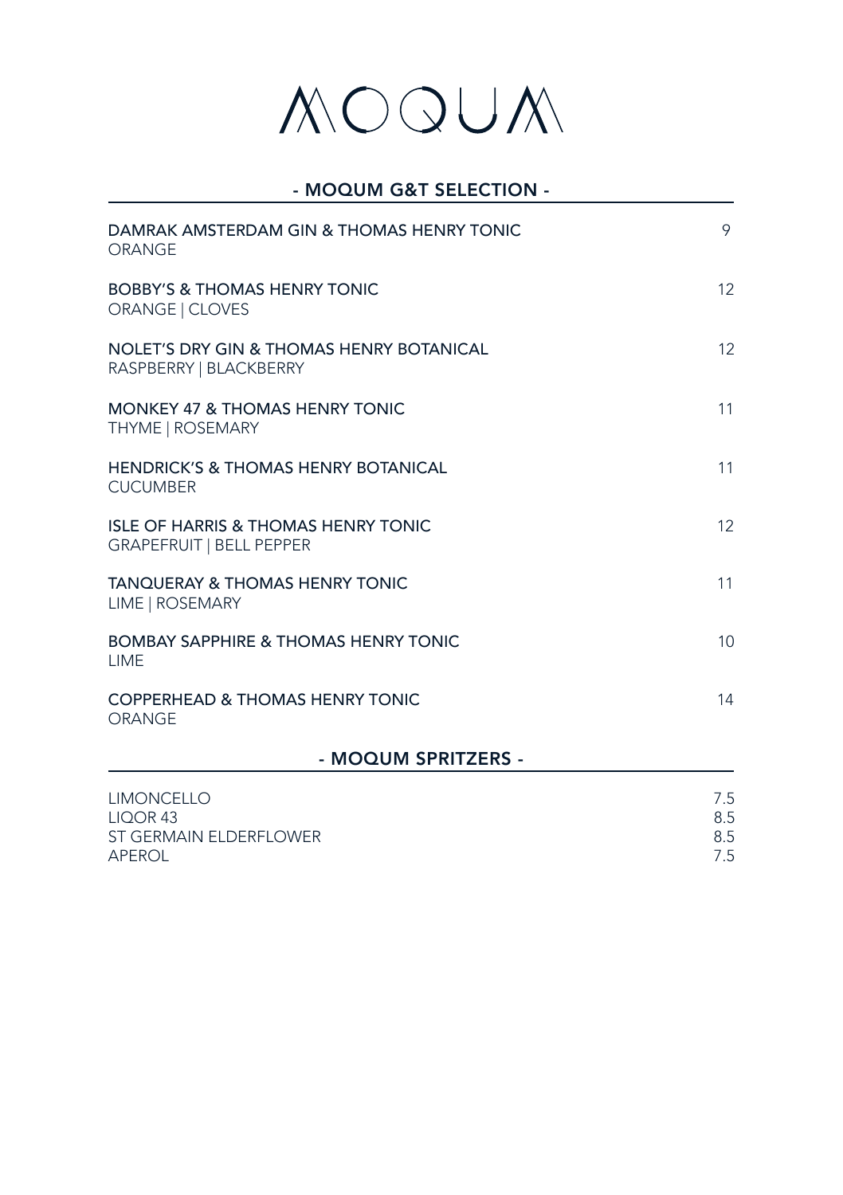# MOQUM

## - MOQUM G&T SELECTION -

| Item | Price |
|---|---|
| DAMRAK AMSTERDAM GIN & THOMAS HENRY TONIC<br>ORANGE | 9 |
| BOBBY'S & THOMAS HENRY TONIC<br>ORANGE \| CLOVES | 12 |
| NOLET'S DRY GIN & THOMAS HENRY BOTANICAL<br>RASPBERRY \| BLACKBERRY | 12 |
| MONKEY 47 & THOMAS HENRY TONIC<br>THYME \| ROSEMARY | 11 |
| HENDRICK'S & THOMAS HENRY BOTANICAL<br>CUCUMBER | 11 |
| ISLE OF HARRIS & THOMAS HENRY TONIC<br>GRAPEFRUIT \| BELL PEPPER | 12 |
| TANQUERAY & THOMAS HENRY TONIC<br>LIME \| ROSEMARY | 11 |
| BOMBAY SAPPHIRE & THOMAS HENRY TONIC<br>LIME | 10 |
| COPPERHEAD & THOMAS HENRY TONIC<br>ORANGE | 14 |

## - MOQUM SPRITZERS -

| Item | Price |
|---|---|
| LIMONCELLO | 7.5 |
| LIQOR 43 | 8.5 |
| ST GERMAIN ELDERFLOWER | 8.5 |
| APEROL | 7.5 |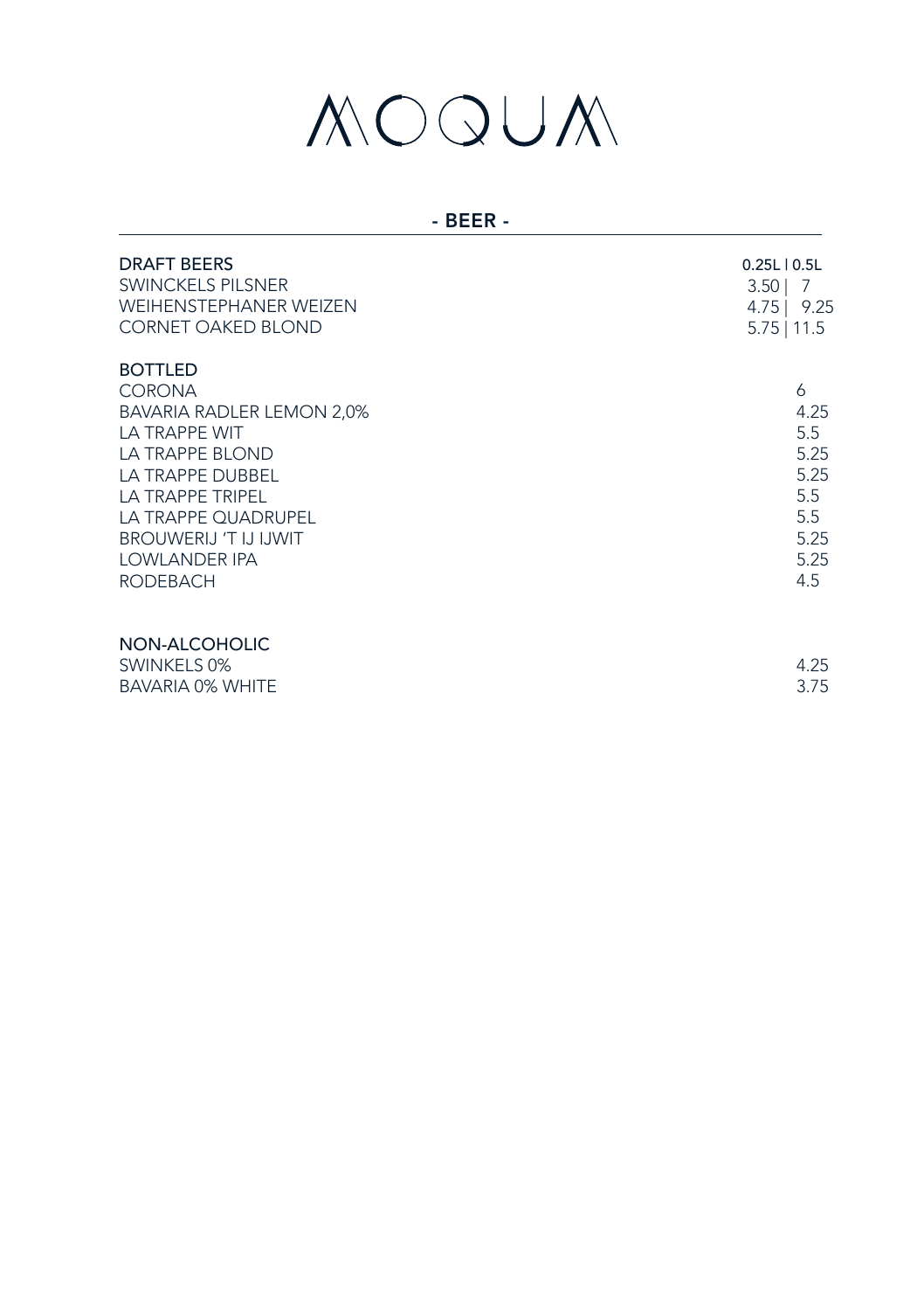# MOQUM

## - BEER -

| DRAFT BEERS | 0.25L \| 0.5L |
|---|---|
| SWINCKELS PILSNER | 3.50 \| 7 |
| WEIHENSTEPHANER WEIZEN | 4.75 \| 9.25 |
| CORNET OAKED BLOND | 5.75 \| 11.5 |

| BOTTLED | |
|---|---|
| CORONA | 6 |
| BAVARIA RADLER LEMON 2,0% | 4.25 |
| LA TRAPPE WIT | 5.5 |
| LA TRAPPE BLOND | 5.25 |
| LA TRAPPE DUBBEL | 5.25 |
| LA TRAPPE TRIPEL | 5.5 |
| LA TRAPPE QUADRUPEL | 5.5 |
| BROUWERIJ 'T IJ IJWIT | 5.25 |
| LOWLANDER IPA | 5.25 |
| RODEBACH | 4.5 |

| NON-ALCOHOLIC | |
|---|---|
| SWINKELS 0% | 4.25 |
| BAVARIA 0% WHITE | 3.75 |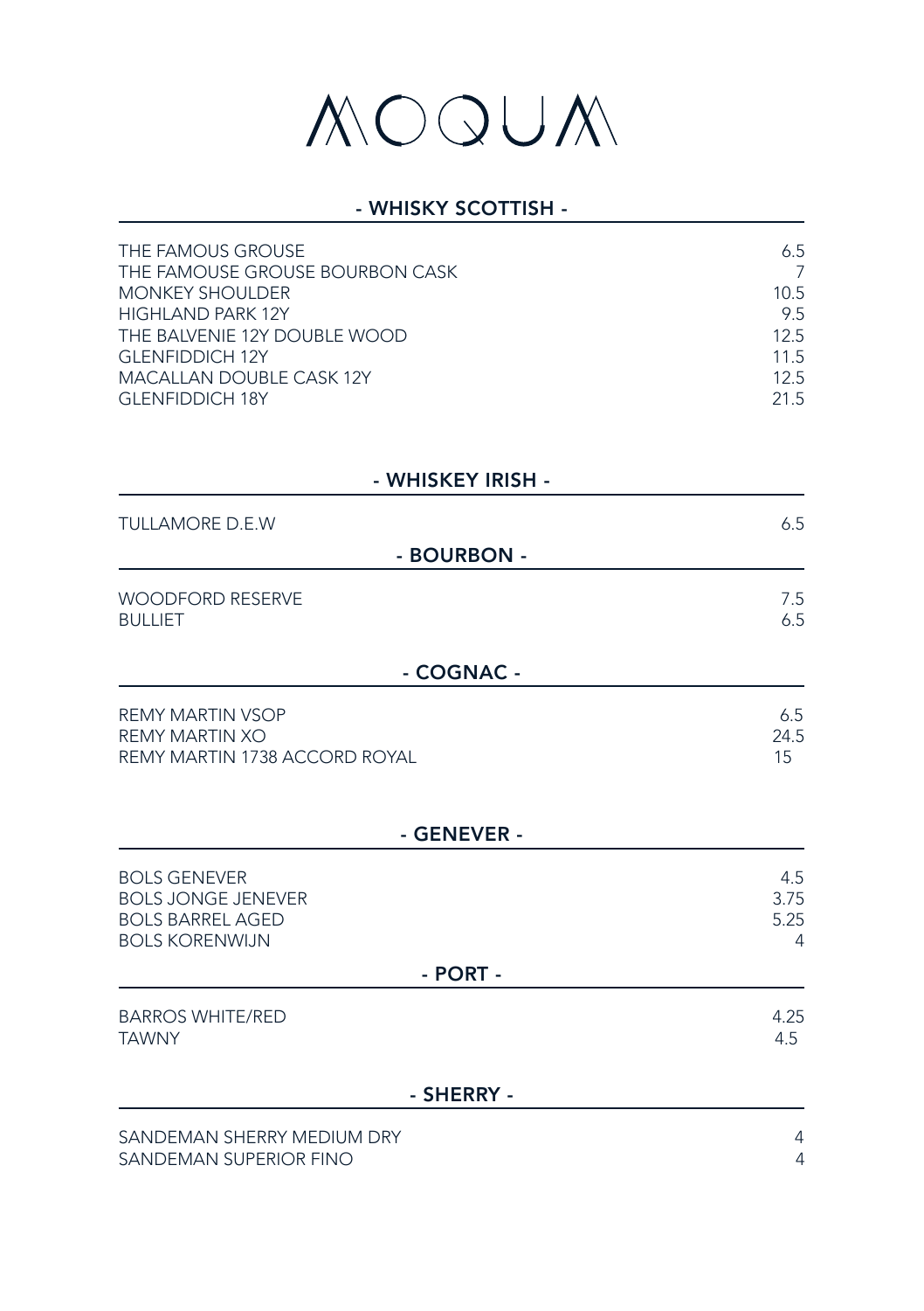# MOQUM

## - WHISKY SCOTTISH -

| | |
|---|---|
| THE FAMOUS GROUSE | 6.5 |
| THE FAMOUSE GROUSE BOURBON CASK | 7 |
| MONKEY SHOULDER | 10.5 |
| HIGHLAND PARK 12Y | 9.5 |
| THE BALVENIE 12Y DOUBLE WOOD | 12.5 |
| GLENFIDDICH 12Y | 11.5 |
| MACALLAN DOUBLE CASK 12Y | 12.5 |
| GLENFIDDICH 18Y | 21.5 |

## - WHISKEY IRISH -

| | |
|---|---|
| TULLAMORE D.E.W | 6.5 |

## - BOURBON -

| | |
|---|---|
| WOODFORD RESERVE | 7.5 |
| BULLIET | 6.5 |

## - COGNAC -

| | |
|---|---|
| REMY MARTIN VSOP | 6.5 |
| REMY MARTIN XO | 24.5 |
| REMY MARTIN 1738 ACCORD ROYAL | 15 |

## - GENEVER -

| | |
|---|---|
| BOLS GENEVER | 4.5 |
| BOLS JONGE JENEVER | 3.75 |
| BOLS BARREL AGED | 5.25 |
| BOLS KORENWIJN | 4 |

## - PORT -

| | |
|---|---|
| BARROS WHITE/RED | 4.25 |
| TAWNY | 4.5 |

## - SHERRY -

| | |
|---|---|
| SANDEMAN SHERRY MEDIUM DRY | 4 |
| SANDEMAN SUPERIOR FINO | 4 |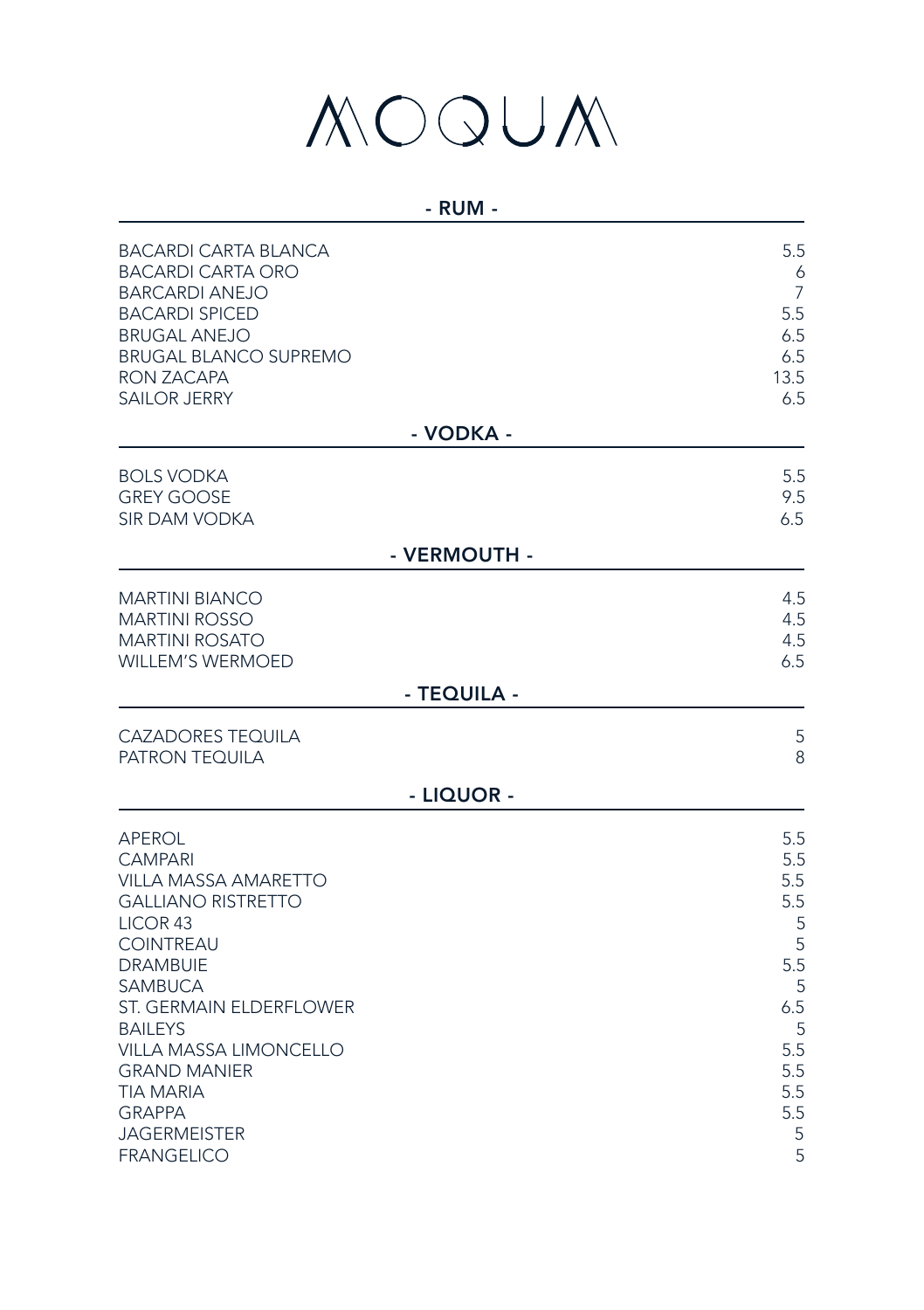# MOQUM

## - RUM -

| | |
|---|---|
| BACARDI CARTA BLANCA | 5.5 |
| BACARDI CARTA ORO | 6 |
| BARCARDI ANEJO | 7 |
| BACARDI SPICED | 5.5 |
| BRUGAL ANEJO | 6.5 |
| BRUGAL BLANCO SUPREMO | 6.5 |
| RON ZACAPA | 13.5 |
| SAILOR JERRY | 6.5 |

## - VODKA -

| | |
|---|---|
| BOLS VODKA | 5.5 |
| GREY GOOSE | 9.5 |
| SIR DAM VODKA | 6.5 |

## - VERMOUTH -

| | |
|---|---|
| MARTINI BIANCO | 4.5 |
| MARTINI ROSSO | 4.5 |
| MARTINI ROSATO | 4.5 |
| WILLEM'S WERMOED | 6.5 |

## - TEQUILA -

| | |
|---|---|
| CAZADORES TEQUILA | 5 |
| PATRON TEQUILA | 8 |

## - LIQUOR -

| | |
|---|---|
| APEROL | 5.5 |
| CAMPARI | 5.5 |
| VILLA MASSA AMARETTO | 5.5 |
| GALLIANO RISTRETTO | 5.5 |
| LICOR 43 | 5 |
| COINTREAU | 5 |
| DRAMBUIE | 5.5 |
| SAMBUCA | 5 |
| ST. GERMAIN ELDERFLOWER | 6.5 |
| BAILEYS | 5 |
| VILLA MASSA LIMONCELLO | 5.5 |
| GRAND MANIER | 5.5 |
| TIA MARIA | 5.5 |
| GRAPPA | 5.5 |
| JAGERMEISTER | 5 |
| FRANGELICO | 5 |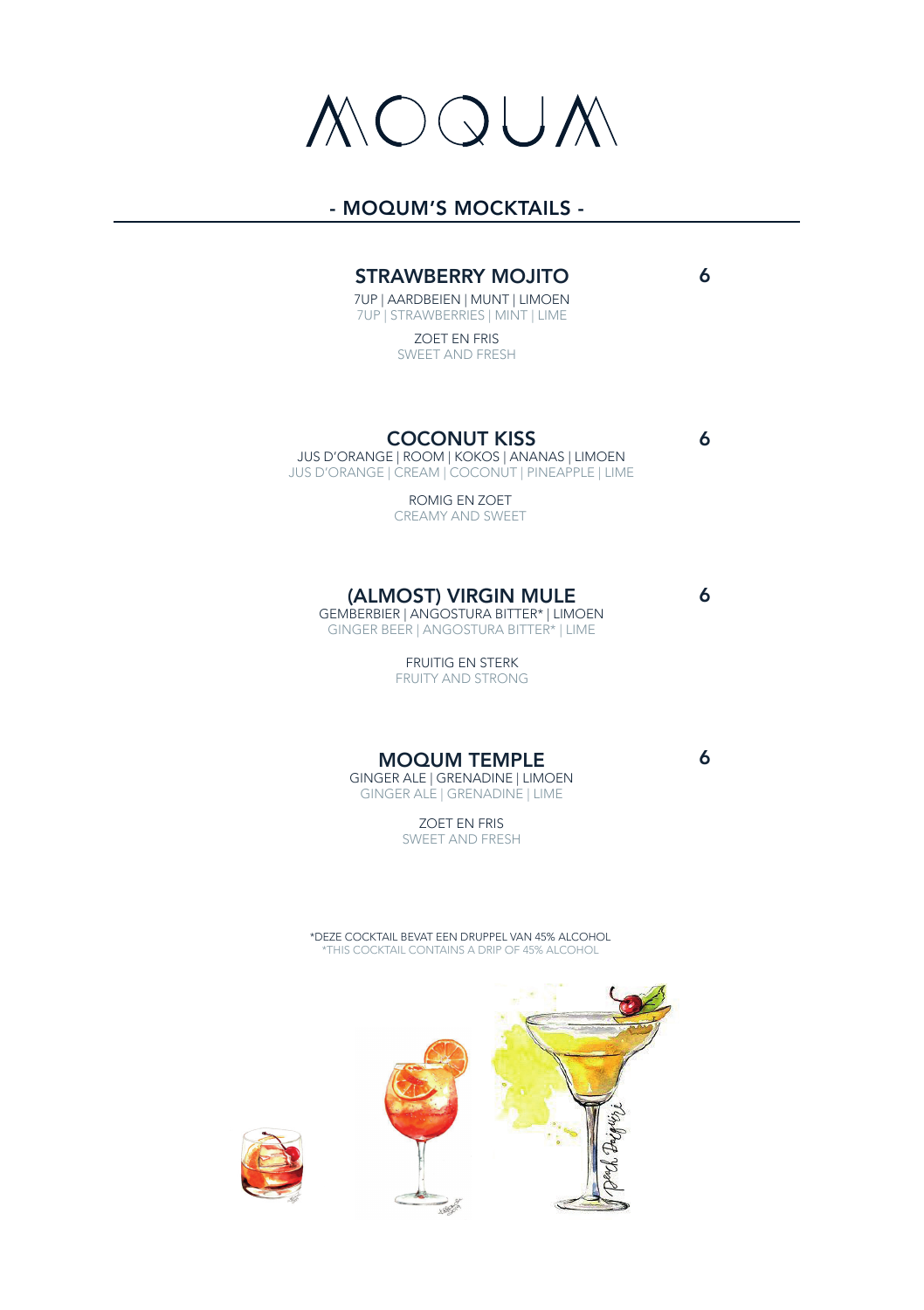# MOQUM

## - MOQUM'S MOCKTAILS -

### STRAWBERRY MOJITO — 6

7UP | AARDBEIEN | MUNT | LIMOEN
7UP | STRAWBERRIES | MINT | LIME

ZOET EN FRIS
SWEET AND FRESH

### COCONUT KISS — 6

JUS D'ORANGE | ROOM | KOKOS | ANANAS | LIMOEN
JUS D'ORANGE | CREAM | COCONUT | PINEAPPLE | LIME

ROMIG EN ZOET
CREAMY AND SWEET

### (ALMOST) VIRGIN MULE — 6

GEMBERBIER | ANGOSTURA BITTER* | LIMOEN
GINGER BEER | ANGOSTURA BITTER* | LIME

FRUITIG EN STERK
FRUITY AND STRONG

### MOQUM TEMPLE — 6

GINGER ALE | GRENADINE | LIMOEN
GINGER ALE | GRENADINE | LIME

ZOET EN FRIS
SWEET AND FRESH

*DEZE COCKTAIL BEVAT EEN DRUPPEL VAN 45% ALCOHOL
*THIS COCKTAIL CONTAINS A DRIP OF 45% ALCOHOL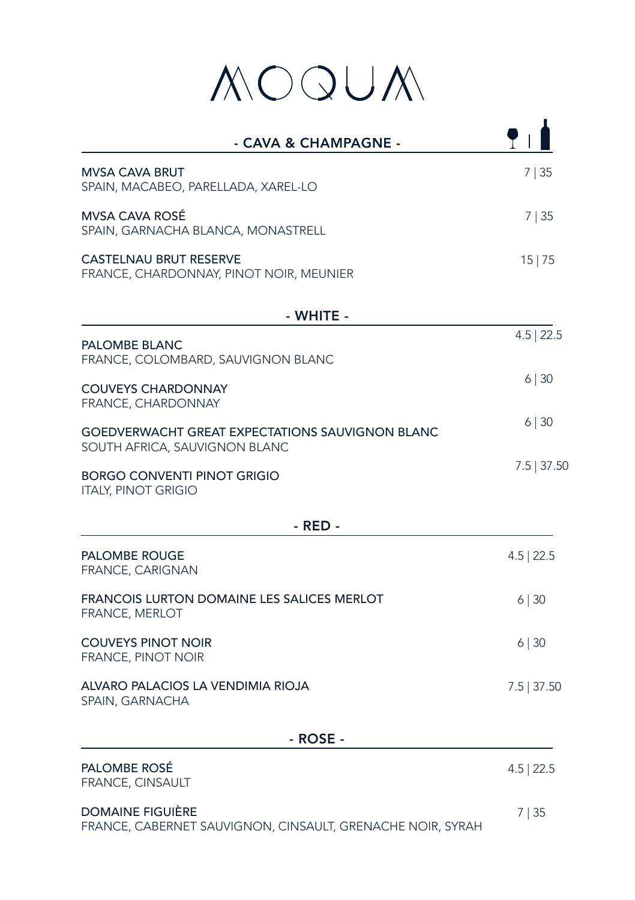# MOQUM

## - CAVA & CHAMPAGNE -

Glass | Bottle

**MVSA CAVA BRUT** 7 | 35
SPAIN, MACABEO, PARELLADA, XAREL-LO

**MVSA CAVA ROSÉ** 7 | 35
SPAIN, GARNACHA BLANCA, MONASTRELL

**CASTELNAU BRUT RESERVE** 15 | 75
FRANCE, CHARDONNAY, PINOT NOIR, MEUNIER

## - WHITE -

**PALOMBE BLANC** 4.5 | 22.5
FRANCE, COLOMBARD, SAUVIGNON BLANC

**COUVEYS CHARDONNAY** 6 | 30
FRANCE, CHARDONNAY

**GOEDVERWACHT GREAT EXPECTATIONS SAUVIGNON BLANC** 6 | 30
SOUTH AFRICA, SAUVIGNON BLANC

**BORGO CONVENTI PINOT GRIGIO** 7.5 | 37.50
ITALY, PINOT GRIGIO

## - RED -

**PALOMBE ROUGE** 4.5 | 22.5
FRANCE, CARIGNAN

**FRANCOIS LURTON DOMAINE LES SALICES MERLOT** 6 | 30
FRANCE, MERLOT

**COUVEYS PINOT NOIR** 6 | 30
FRANCE, PINOT NOIR

**ALVARO PALACIOS LA VENDIMIA RIOJA** 7.5 | 37.50
SPAIN, GARNACHA

## - ROSE -

**PALOMBE ROSÉ** 4.5 | 22.5
FRANCE, CINSAULT

**DOMAINE FIGUIÈRE** 7 | 35
FRANCE, CABERNET SAUVIGNON, CINSAULT, GRENACHE NOIR, SYRAH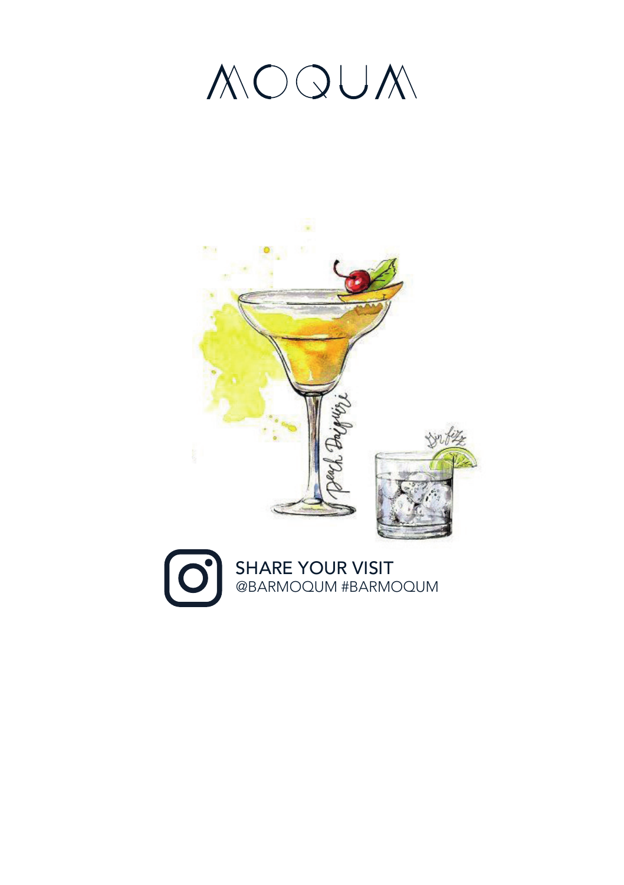# MOQUM

SHARE YOUR VISIT
@BARMOQUM #BARMOQUM